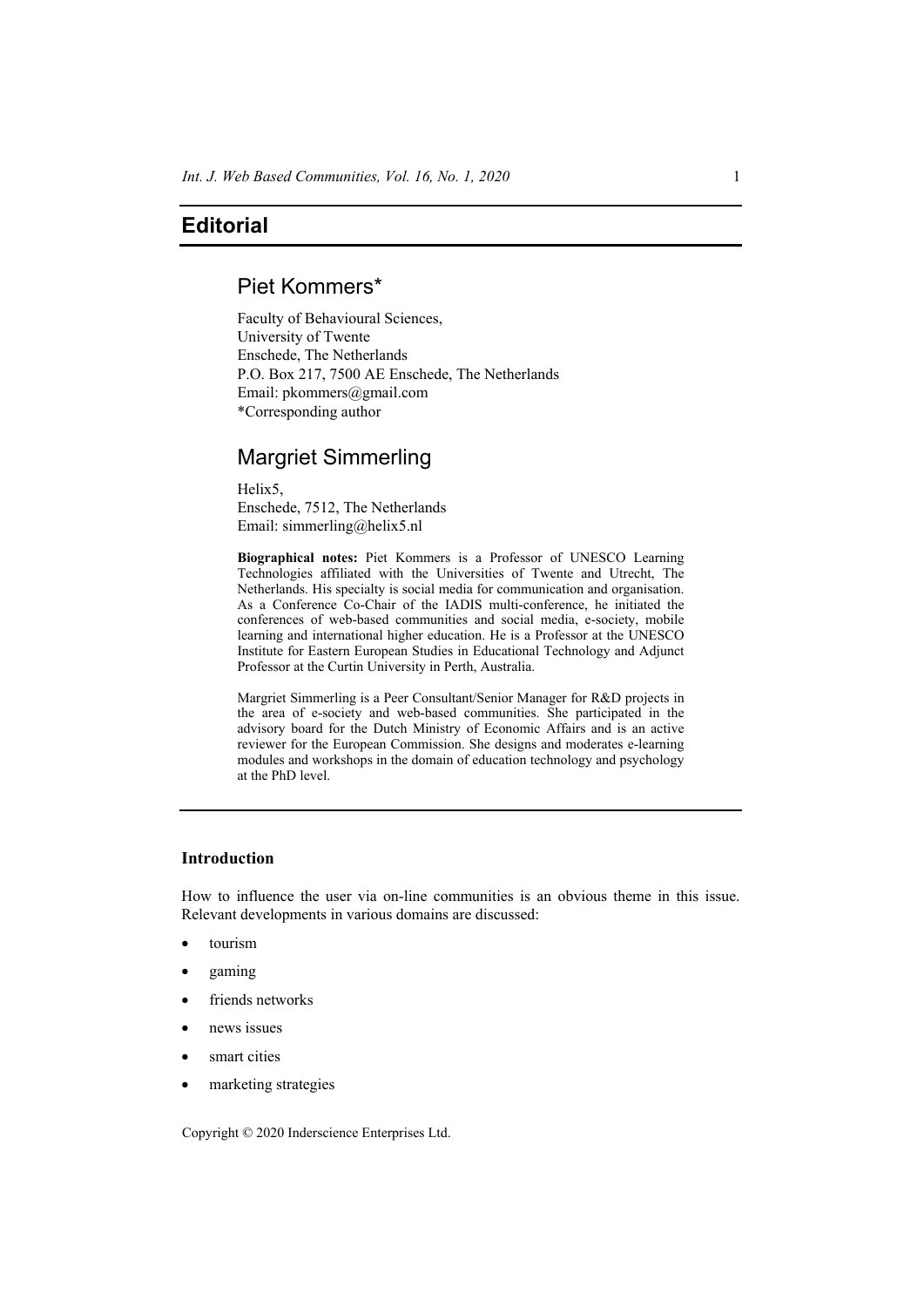# Editorial

## Piet Kommers*

Faculty of Behavioural Sciences,
University of Twente
Enschede, The Netherlands
P.O. Box 217, 7500 AE Enschede, The Netherlands
Email: pkommers@gmail.com
*Corresponding author

## Margriet Simmerling

Helix5,
Enschede, 7512, The Netherlands
Email: simmerling@helix5.nl

**Biographical notes:** Piet Kommers is a Professor of UNESCO Learning Technologies affiliated with the Universities of Twente and Utrecht, The Netherlands. His specialty is social media for communication and organisation. As a Conference Co-Chair of the IADIS multi-conference, he initiated the conferences of web-based communities and social media, e-society, mobile learning and international higher education. He is a Professor at the UNESCO Institute for Eastern European Studies in Educational Technology and Adjunct Professor at the Curtin University in Perth, Australia.

Margriet Simmerling is a Peer Consultant/Senior Manager for R&D projects in the area of e-society and web-based communities. She participated in the advisory board for the Dutch Ministry of Economic Affairs and is an active reviewer for the European Commission. She designs and moderates e-learning modules and workshops in the domain of education technology and psychology at the PhD level.

### Introduction

How to influence the user via on-line communities is an obvious theme in this issue. Relevant developments in various domains are discussed:

- tourism
- gaming
- friends networks
- news issues
- smart cities
- marketing strategies

Copyright © 2020 Inderscience Enterprises Ltd.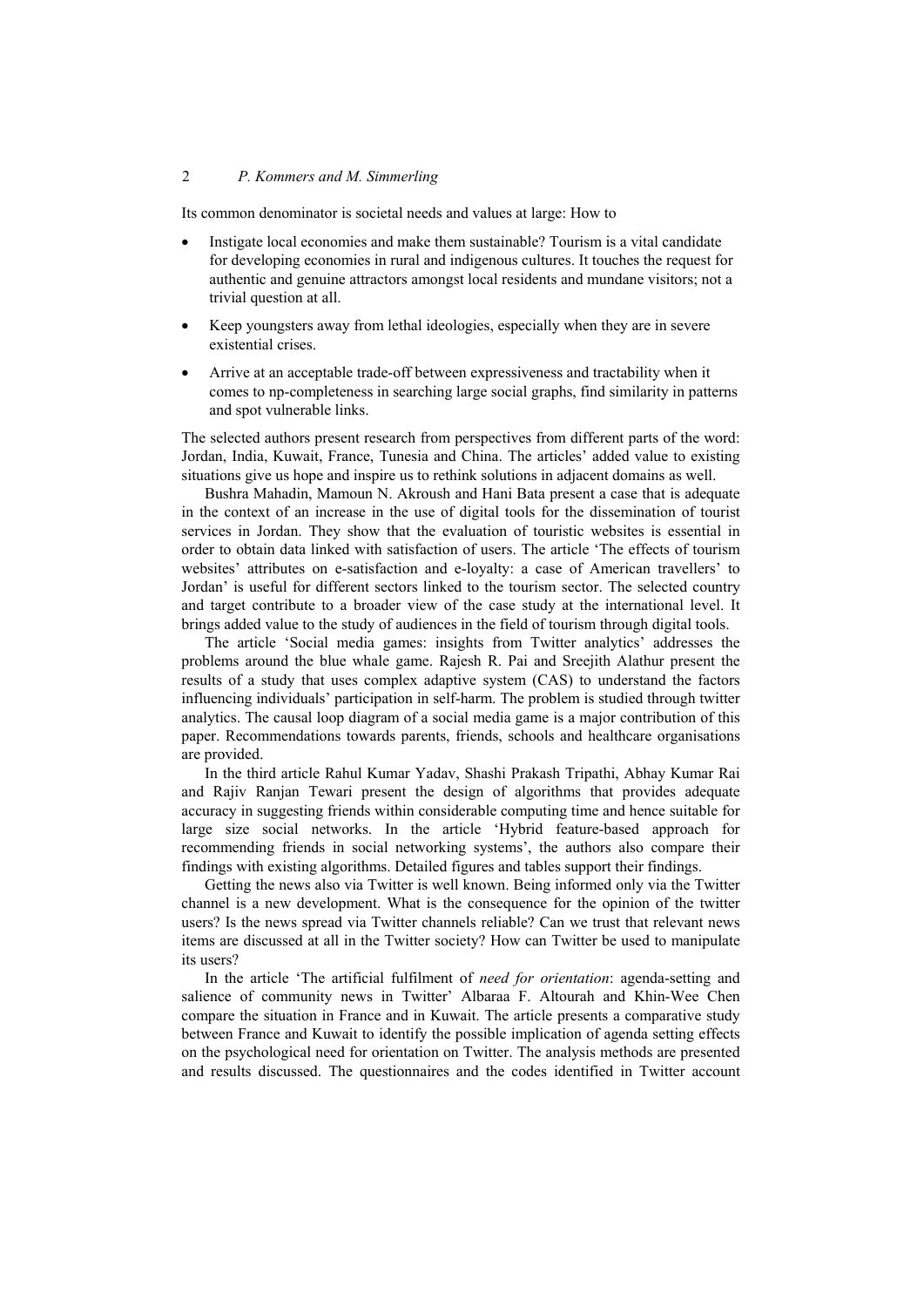Its common denominator is societal needs and values at large: How to

- Instigate local economies and make them sustainable? Tourism is a vital candidate for developing economies in rural and indigenous cultures. It touches the request for authentic and genuine attractors amongst local residents and mundane visitors; not a trivial question at all.
- Keep youngsters away from lethal ideologies, especially when they are in severe existential crises.
- Arrive at an acceptable trade-off between expressiveness and tractability when it comes to np-completeness in searching large social graphs, find similarity in patterns and spot vulnerable links.

The selected authors present research from perspectives from different parts of the word: Jordan, India, Kuwait, France, Tunesia and China. The articles' added value to existing situations give us hope and inspire us to rethink solutions in adjacent domains as well.

Bushra Mahadin, Mamoun N. Akroush and Hani Bata present a case that is adequate in the context of an increase in the use of digital tools for the dissemination of tourist services in Jordan. They show that the evaluation of touristic websites is essential in order to obtain data linked with satisfaction of users. The article 'The effects of tourism websites' attributes on e-satisfaction and e-loyalty: a case of American travellers' to Jordan' is useful for different sectors linked to the tourism sector. The selected country and target contribute to a broader view of the case study at the international level. It brings added value to the study of audiences in the field of tourism through digital tools.

The article 'Social media games: insights from Twitter analytics' addresses the problems around the blue whale game. Rajesh R. Pai and Sreejith Alathur present the results of a study that uses complex adaptive system (CAS) to understand the factors influencing individuals' participation in self-harm. The problem is studied through twitter analytics. The causal loop diagram of a social media game is a major contribution of this paper. Recommendations towards parents, friends, schools and healthcare organisations are provided.

In the third article Rahul Kumar Yadav, Shashi Prakash Tripathi, Abhay Kumar Rai and Rajiv Ranjan Tewari present the design of algorithms that provides adequate accuracy in suggesting friends within considerable computing time and hence suitable for large size social networks. In the article 'Hybrid feature-based approach for recommending friends in social networking systems', the authors also compare their findings with existing algorithms. Detailed figures and tables support their findings.

Getting the news also via Twitter is well known. Being informed only via the Twitter channel is a new development. What is the consequence for the opinion of the twitter users? Is the news spread via Twitter channels reliable? Can we trust that relevant news items are discussed at all in the Twitter society? How can Twitter be used to manipulate its users?

In the article 'The artificial fulfilment of *need for orientation*: agenda-setting and salience of community news in Twitter' Albaraa F. Altourah and Khin-Wee Chen compare the situation in France and in Kuwait. The article presents a comparative study between France and Kuwait to identify the possible implication of agenda setting effects on the psychological need for orientation on Twitter. The analysis methods are presented and results discussed. The questionnaires and the codes identified in Twitter account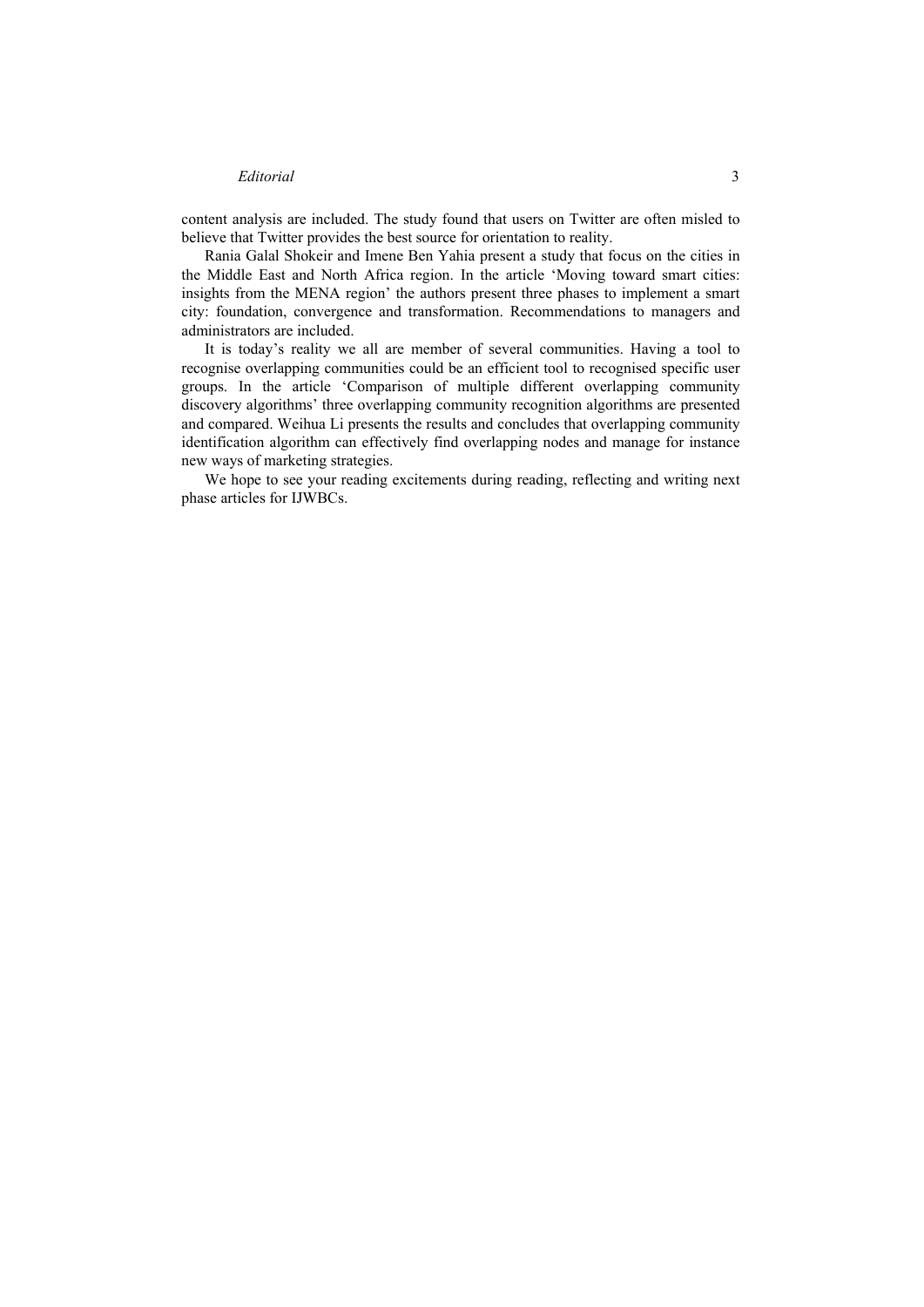content analysis are included. The study found that users on Twitter are often misled to believe that Twitter provides the best source for orientation to reality.

Rania Galal Shokeir and Imene Ben Yahia present a study that focus on the cities in the Middle East and North Africa region. In the article 'Moving toward smart cities: insights from the MENA region' the authors present three phases to implement a smart city: foundation, convergence and transformation. Recommendations to managers and administrators are included.

It is today's reality we all are member of several communities. Having a tool to recognise overlapping communities could be an efficient tool to recognised specific user groups. In the article 'Comparison of multiple different overlapping community discovery algorithms' three overlapping community recognition algorithms are presented and compared. Weihua Li presents the results and concludes that overlapping community identification algorithm can effectively find overlapping nodes and manage for instance new ways of marketing strategies.

We hope to see your reading excitements during reading, reflecting and writing next phase articles for IJWBCs.